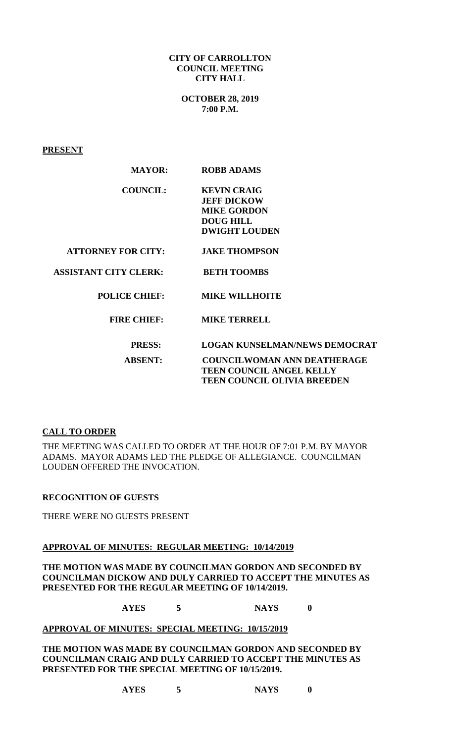**CITY OF CARROLLTON**
**COUNCIL MEETING**
**CITY HALL**

**OCTOBER 28, 2019**
**7:00 P.M.**

**PRESENT**

| | |
|---|---|
| **MAYOR:** | **ROBB ADAMS** |
| **COUNCIL:** | **KEVIN CRAIG**<br>**JEFF DICKOW**<br>**MIKE GORDON**<br>**DOUG HILL**<br>**DWIGHT LOUDEN** |
| **ATTORNEY FOR CITY:** | **JAKE THOMPSON** |
| **ASSISTANT CITY CLERK:** | **BETH TOOMBS** |
| **POLICE CHIEF:** | **MIKE WILLHOITE** |
| **FIRE CHIEF:** | **MIKE TERRELL** |
| **PRESS:** | **LOGAN KUNSELMAN/NEWS DEMOCRAT** |
| **ABSENT:** | **COUNCILWOMAN ANN DEATHERAGE**<br>**TEEN COUNCIL ANGEL KELLY**<br>**TEEN COUNCIL OLIVIA BREEDEN** |

**CALL TO ORDER**

THE MEETING WAS CALLED TO ORDER AT THE HOUR OF 7:01 P.M. BY MAYOR ADAMS. MAYOR ADAMS LED THE PLEDGE OF ALLEGIANCE. COUNCILMAN LOUDEN OFFERED THE INVOCATION.

**RECOGNITION OF GUESTS**

THERE WERE NO GUESTS PRESENT

**APPROVAL OF MINUTES: REGULAR MEETING: 10/14/2019**

**THE MOTION WAS MADE BY COUNCILMAN GORDON AND SECONDED BY COUNCILMAN DICKOW AND DULY CARRIED TO ACCEPT THE MINUTES AS PRESENTED FOR THE REGULAR MEETING OF 10/14/2019.**

**AYES 5 NAYS 0**

**APPROVAL OF MINUTES: SPECIAL MEETING: 10/15/2019**

**THE MOTION WAS MADE BY COUNCILMAN GORDON AND SECONDED BY COUNCILMAN CRAIG AND DULY CARRIED TO ACCEPT THE MINUTES AS PRESENTED FOR THE SPECIAL MEETING OF 10/15/2019.**

**AYES 5 NAYS 0**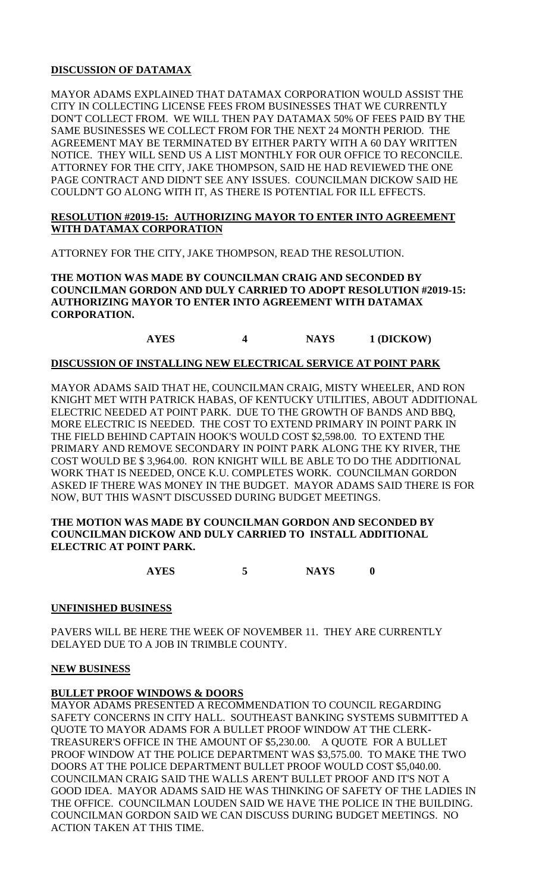**DISCUSSION OF DATAMAX**

MAYOR ADAMS EXPLAINED THAT DATAMAX CORPORATION WOULD ASSIST THE CITY IN COLLECTING LICENSE FEES FROM BUSINESSES THAT WE CURRENTLY DON'T COLLECT FROM. WE WILL THEN PAY DATAMAX 50% OF FEES PAID BY THE SAME BUSINESSES WE COLLECT FROM FOR THE NEXT 24 MONTH PERIOD. THE AGREEMENT MAY BE TERMINATED BY EITHER PARTY WITH A 60 DAY WRITTEN NOTICE. THEY WILL SEND US A LIST MONTHLY FOR OUR OFFICE TO RECONCILE. ATTORNEY FOR THE CITY, JAKE THOMPSON, SAID HE HAD REVIEWED THE ONE PAGE CONTRACT AND DIDN'T SEE ANY ISSUES. COUNCILMAN DICKOW SAID HE COULDN'T GO ALONG WITH IT, AS THERE IS POTENTIAL FOR ILL EFFECTS.

**RESOLUTION #2019-15: AUTHORIZING MAYOR TO ENTER INTO AGREEMENT WITH DATAMAX CORPORATION**

ATTORNEY FOR THE CITY, JAKE THOMPSON, READ THE RESOLUTION.

**THE MOTION WAS MADE BY COUNCILMAN CRAIG AND SECONDED BY COUNCILMAN GORDON AND DULY CARRIED TO ADOPT RESOLUTION #2019-15: AUTHORIZING MAYOR TO ENTER INTO AGREEMENT WITH DATAMAX CORPORATION.**

**AYES 4 NAYS 1 (DICKOW)**

**DISCUSSION OF INSTALLING NEW ELECTRICAL SERVICE AT POINT PARK**

MAYOR ADAMS SAID THAT HE, COUNCILMAN CRAIG, MISTY WHEELER, AND RON KNIGHT MET WITH PATRICK HABAS, OF KENTUCKY UTILITIES, ABOUT ADDITIONAL ELECTRIC NEEDED AT POINT PARK. DUE TO THE GROWTH OF BANDS AND BBQ, MORE ELECTRIC IS NEEDED. THE COST TO EXTEND PRIMARY IN POINT PARK IN THE FIELD BEHIND CAPTAIN HOOK'S WOULD COST $2,598.00. TO EXTEND THE PRIMARY AND REMOVE SECONDARY IN POINT PARK ALONG THE KY RIVER, THE COST WOULD BE $ 3,964.00. RON KNIGHT WILL BE ABLE TO DO THE ADDITIONAL WORK THAT IS NEEDED, ONCE K.U. COMPLETES WORK. COUNCILMAN GORDON ASKED IF THERE WAS MONEY IN THE BUDGET. MAYOR ADAMS SAID THERE IS FOR NOW, BUT THIS WASN'T DISCUSSED DURING BUDGET MEETINGS.

**THE MOTION WAS MADE BY COUNCILMAN GORDON AND SECONDED BY COUNCILMAN DICKOW AND DULY CARRIED TO INSTALL ADDITIONAL ELECTRIC AT POINT PARK.**

**AYES 5 NAYS 0**

**UNFINISHED BUSINESS**

PAVERS WILL BE HERE THE WEEK OF NOVEMBER 11. THEY ARE CURRENTLY DELAYED DUE TO A JOB IN TRIMBLE COUNTY.

**NEW BUSINESS**

**BULLET PROOF WINDOWS & DOORS**

MAYOR ADAMS PRESENTED A RECOMMENDATION TO COUNCIL REGARDING SAFETY CONCERNS IN CITY HALL. SOUTHEAST BANKING SYSTEMS SUBMITTED A QUOTE TO MAYOR ADAMS FOR A BULLET PROOF WINDOW AT THE CLERK-TREASURER'S OFFICE IN THE AMOUNT OF $5,230.00. A QUOTE FOR A BULLET PROOF WINDOW AT THE POLICE DEPARTMENT WAS $3,575.00. TO MAKE THE TWO DOORS AT THE POLICE DEPARTMENT BULLET PROOF WOULD COST $5,040.00. COUNCILMAN CRAIG SAID THE WALLS AREN'T BULLET PROOF AND IT'S NOT A GOOD IDEA. MAYOR ADAMS SAID HE WAS THINKING OF SAFETY OF THE LADIES IN THE OFFICE. COUNCILMAN LOUDEN SAID WE HAVE THE POLICE IN THE BUILDING. COUNCILMAN GORDON SAID WE CAN DISCUSS DURING BUDGET MEETINGS. NO ACTION TAKEN AT THIS TIME.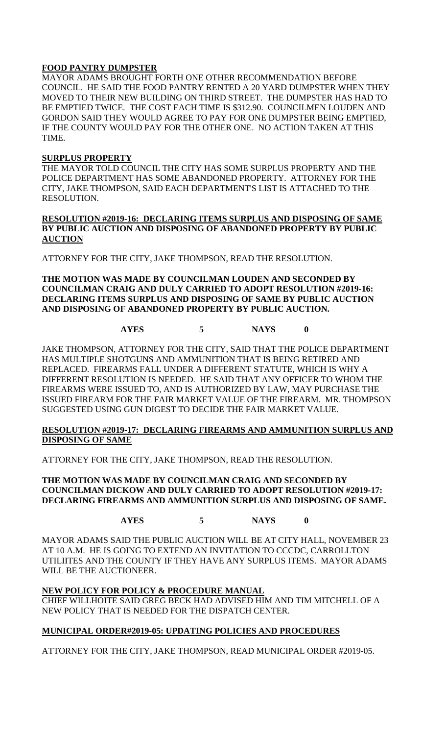**FOOD PANTRY DUMPSTER**

MAYOR ADAMS BROUGHT FORTH ONE OTHER RECOMMENDATION BEFORE COUNCIL. HE SAID THE FOOD PANTRY RENTED A 20 YARD DUMPSTER WHEN THEY MOVED TO THEIR NEW BUILDING ON THIRD STREET. THE DUMPSTER HAS HAD TO BE EMPTIED TWICE. THE COST EACH TIME IS $312.90. COUNCILMEN LOUDEN AND GORDON SAID THEY WOULD AGREE TO PAY FOR ONE DUMPSTER BEING EMPTIED, IF THE COUNTY WOULD PAY FOR THE OTHER ONE. NO ACTION TAKEN AT THIS TIME.

**SURPLUS PROPERTY**

THE MAYOR TOLD COUNCIL THE CITY HAS SOME SURPLUS PROPERTY AND THE POLICE DEPARTMENT HAS SOME ABANDONED PROPERTY. ATTORNEY FOR THE CITY, JAKE THOMPSON, SAID EACH DEPARTMENT'S LIST IS ATTACHED TO THE RESOLUTION.

**RESOLUTION #2019-16: DECLARING ITEMS SURPLUS AND DISPOSING OF SAME BY PUBLIC AUCTION AND DISPOSING OF ABANDONED PROPERTY BY PUBLIC AUCTION**

ATTORNEY FOR THE CITY, JAKE THOMPSON, READ THE RESOLUTION.

**THE MOTION WAS MADE BY COUNCILMAN LOUDEN AND SECONDED BY COUNCILMAN CRAIG AND DULY CARRIED TO ADOPT RESOLUTION #2019-16: DECLARING ITEMS SURPLUS AND DISPOSING OF SAME BY PUBLIC AUCTION AND DISPOSING OF ABANDONED PROPERTY BY PUBLIC AUCTION.**

**AYES 5 NAYS 0**

JAKE THOMPSON, ATTORNEY FOR THE CITY, SAID THAT THE POLICE DEPARTMENT HAS MULTIPLE SHOTGUNS AND AMMUNITION THAT IS BEING RETIRED AND REPLACED. FIREARMS FALL UNDER A DIFFERENT STATUTE, WHICH IS WHY A DIFFERENT RESOLUTION IS NEEDED. HE SAID THAT ANY OFFICER TO WHOM THE FIREARMS WERE ISSUED TO, AND IS AUTHORIZED BY LAW, MAY PURCHASE THE ISSUED FIREARM FOR THE FAIR MARKET VALUE OF THE FIREARM. MR. THOMPSON SUGGESTED USING GUN DIGEST TO DECIDE THE FAIR MARKET VALUE.

**RESOLUTION #2019-17: DECLARING FIREARMS AND AMMUNITION SURPLUS AND DISPOSING OF SAME**

ATTORNEY FOR THE CITY, JAKE THOMPSON, READ THE RESOLUTION.

**THE MOTION WAS MADE BY COUNCILMAN CRAIG AND SECONDED BY COUNCILMAN DICKOW AND DULY CARRIED TO ADOPT RESOLUTION #2019-17: DECLARING FIREARMS AND AMMUNITION SURPLUS AND DISPOSING OF SAME.**

**AYES 5 NAYS 0**

MAYOR ADAMS SAID THE PUBLIC AUCTION WILL BE AT CITY HALL, NOVEMBER 23 AT 10 A.M. HE IS GOING TO EXTEND AN INVITATION TO CCCDC, CARROLLTON UTILIITES AND THE COUNTY IF THEY HAVE ANY SURPLUS ITEMS. MAYOR ADAMS WILL BE THE AUCTIONEER.

**NEW POLICY FOR POLICY & PROCEDURE MANUAL**

CHIEF WILLHOITE SAID GREG BECK HAD ADVISED HIM AND TIM MITCHELL OF A NEW POLICY THAT IS NEEDED FOR THE DISPATCH CENTER.

**MUNICIPAL ORDER#2019-05: UPDATING POLICIES AND PROCEDURES**

ATTORNEY FOR THE CITY, JAKE THOMPSON, READ MUNICIPAL ORDER #2019-05.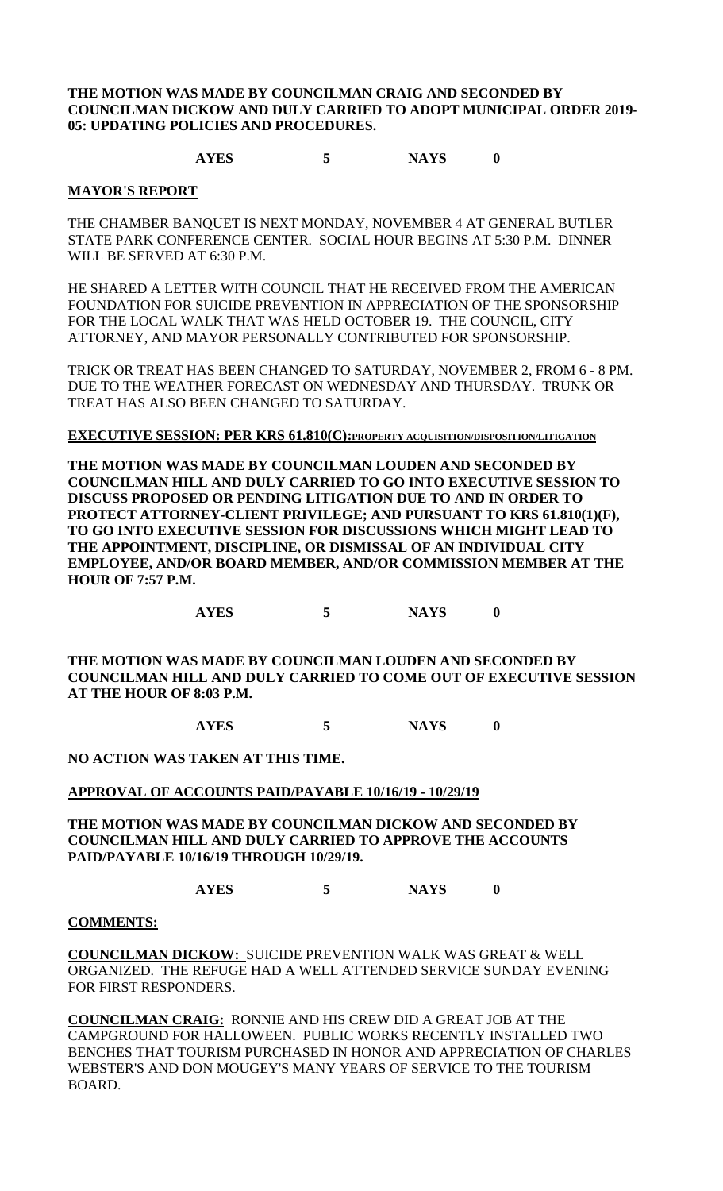**THE MOTION WAS MADE BY COUNCILMAN CRAIG AND SECONDED BY COUNCILMAN DICKOW AND DULY CARRIED TO ADOPT MUNICIPAL ORDER 2019-05: UPDATING POLICIES AND PROCEDURES.**

**AYES 5 NAYS 0**

## MAYOR'S REPORT

THE CHAMBER BANQUET IS NEXT MONDAY, NOVEMBER 4 AT GENERAL BUTLER STATE PARK CONFERENCE CENTER. SOCIAL HOUR BEGINS AT 5:30 P.M. DINNER WILL BE SERVED AT 6:30 P.M.

HE SHARED A LETTER WITH COUNCIL THAT HE RECEIVED FROM THE AMERICAN FOUNDATION FOR SUICIDE PREVENTION IN APPRECIATION OF THE SPONSORSHIP FOR THE LOCAL WALK THAT WAS HELD OCTOBER 19. THE COUNCIL, CITY ATTORNEY, AND MAYOR PERSONALLY CONTRIBUTED FOR SPONSORSHIP.

TRICK OR TREAT HAS BEEN CHANGED TO SATURDAY, NOVEMBER 2, FROM 6 - 8 PM. DUE TO THE WEATHER FORECAST ON WEDNESDAY AND THURSDAY. TRUNK OR TREAT HAS ALSO BEEN CHANGED TO SATURDAY.

## EXECUTIVE SESSION: PER KRS 61.810(C):PROPERTY ACQUISITION/DISPOSITION/LITIGATION

**THE MOTION WAS MADE BY COUNCILMAN LOUDEN AND SECONDED BY COUNCILMAN HILL AND DULY CARRIED TO GO INTO EXECUTIVE SESSION TO DISCUSS PROPOSED OR PENDING LITIGATION DUE TO AND IN ORDER TO PROTECT ATTORNEY-CLIENT PRIVILEGE; AND PURSUANT TO KRS 61.810(1)(F), TO GO INTO EXECUTIVE SESSION FOR DISCUSSIONS WHICH MIGHT LEAD TO THE APPOINTMENT, DISCIPLINE, OR DISMISSAL OF AN INDIVIDUAL CITY EMPLOYEE, AND/OR BOARD MEMBER, AND/OR COMMISSION MEMBER AT THE HOUR OF 7:57 P.M.**

**AYES 5 NAYS 0**

**THE MOTION WAS MADE BY COUNCILMAN LOUDEN AND SECONDED BY COUNCILMAN HILL AND DULY CARRIED TO COME OUT OF EXECUTIVE SESSION AT THE HOUR OF 8:03 P.M.**

**AYES 5 NAYS 0**

**NO ACTION WAS TAKEN AT THIS TIME.**

## APPROVAL OF ACCOUNTS PAID/PAYABLE 10/16/19 - 10/29/19

**THE MOTION WAS MADE BY COUNCILMAN DICKOW AND SECONDED BY COUNCILMAN HILL AND DULY CARRIED TO APPROVE THE ACCOUNTS PAID/PAYABLE 10/16/19 THROUGH 10/29/19.**

**AYES 5 NAYS 0**

## COMMENTS:

**COUNCILMAN DICKOW:** SUICIDE PREVENTION WALK WAS GREAT & WELL ORGANIZED. THE REFUGE HAD A WELL ATTENDED SERVICE SUNDAY EVENING FOR FIRST RESPONDERS.

**COUNCILMAN CRAIG:** RONNIE AND HIS CREW DID A GREAT JOB AT THE CAMPGROUND FOR HALLOWEEN. PUBLIC WORKS RECENTLY INSTALLED TWO BENCHES THAT TOURISM PURCHASED IN HONOR AND APPRECIATION OF CHARLES WEBSTER'S AND DON MOUGEY'S MANY YEARS OF SERVICE TO THE TOURISM BOARD.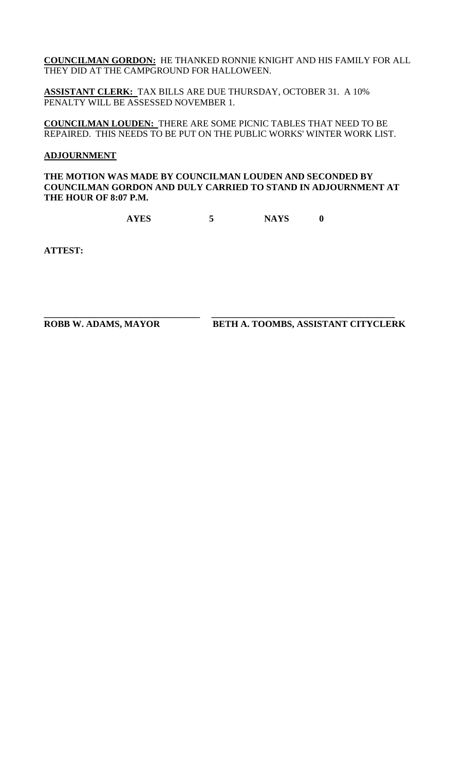**COUNCILMAN GORDON:** HE THANKED RONNIE KNIGHT AND HIS FAMILY FOR ALL THEY DID AT THE CAMPGROUND FOR HALLOWEEN.

**ASSISTANT CLERK:** TAX BILLS ARE DUE THURSDAY, OCTOBER 31. A 10% PENALTY WILL BE ASSESSED NOVEMBER 1.

**COUNCILMAN LOUDEN:** THERE ARE SOME PICNIC TABLES THAT NEED TO BE REPAIRED. THIS NEEDS TO BE PUT ON THE PUBLIC WORKS' WINTER WORK LIST.

**ADJOURNMENT**

**THE MOTION WAS MADE BY COUNCILMAN LOUDEN AND SECONDED BY COUNCILMAN GORDON AND DULY CARRIED TO STAND IN ADJOURNMENT AT THE HOUR OF 8:07 P.M.**

**AYES 5 NAYS 0**

**ATTEST:**

\_\_\_\_\_\_\_\_\_\_\_\_\_\_\_\_\_\_\_\_\_\_\_\_\_\_\_\_\_\_\_\_
**ROBB W. ADAMS, MAYOR**

\_\_\_\_\_\_\_\_\_\_\_\_\_\_\_\_\_\_\_\_\_\_\_\_\_\_\_\_\_\_\_\_
**BETH A. TOOMBS, ASSISTANT CITYCLERK**